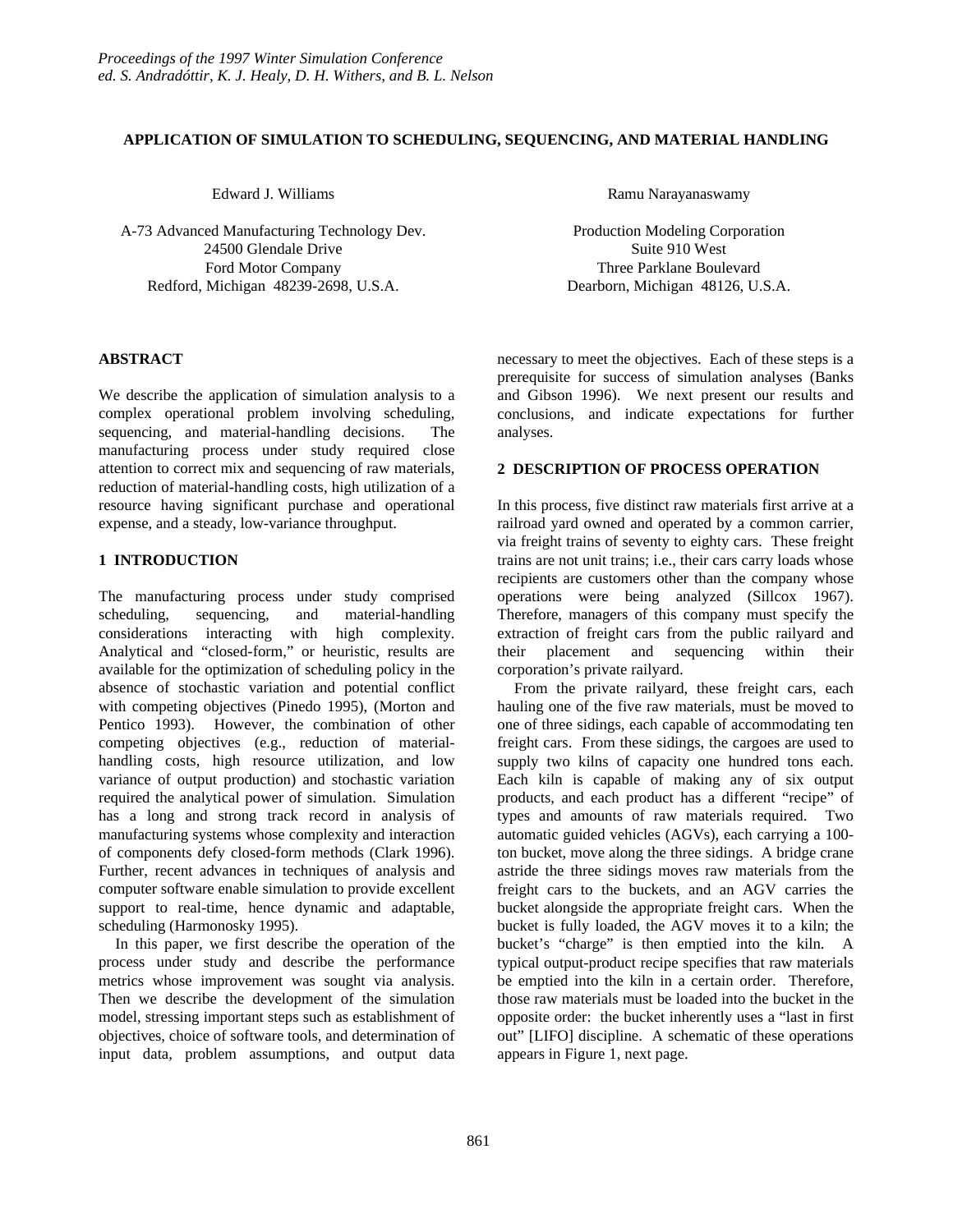# APPLICATION OF SIMULATION TO SCHEDULING, SEQUENCING, AND MATERIAL HANDLING

Edward J. Williams

A-73 Advanced Manufacturing Technology Dev.
24500 Glendale Drive
Ford Motor Company
Redford, Michigan 48239-2698, U.S.A.

Ramu Narayanaswamy

Production Modeling Corporation
Suite 910 West
Three Parklane Boulevard
Dearborn, Michigan 48126, U.S.A.

## ABSTRACT

We describe the application of simulation analysis to a complex operational problem involving scheduling, sequencing, and material-handling decisions. The manufacturing process under study required close attention to correct mix and sequencing of raw materials, reduction of material-handling costs, high utilization of a resource having significant purchase and operational expense, and a steady, low-variance throughput.

## 1 INTRODUCTION

The manufacturing process under study comprised scheduling, sequencing, and material-handling considerations interacting with high complexity. Analytical and "closed-form," or heuristic, results are available for the optimization of scheduling policy in the absence of stochastic variation and potential conflict with competing objectives (Pinedo 1995), (Morton and Pentico 1993). However, the combination of other competing objectives (e.g., reduction of material-handling costs, high resource utilization, and low variance of output production) and stochastic variation required the analytical power of simulation. Simulation has a long and strong track record in analysis of manufacturing systems whose complexity and interaction of components defy closed-form methods (Clark 1996). Further, recent advances in techniques of analysis and computer software enable simulation to provide excellent support to real-time, hence dynamic and adaptable, scheduling (Harmonosky 1995).

In this paper, we first describe the operation of the process under study and describe the performance metrics whose improvement was sought via analysis. Then we describe the development of the simulation model, stressing important steps such as establishment of objectives, choice of software tools, and determination of input data, problem assumptions, and output data necessary to meet the objectives. Each of these steps is a prerequisite for success of simulation analyses (Banks and Gibson 1996). We next present our results and conclusions, and indicate expectations for further analyses.

## 2 DESCRIPTION OF PROCESS OPERATION

In this process, five distinct raw materials first arrive at a railroad yard owned and operated by a common carrier, via freight trains of seventy to eighty cars. These freight trains are not unit trains; i.e., their cars carry loads whose recipients are customers other than the company whose operations were being analyzed (Sillcox 1967). Therefore, managers of this company must specify the extraction of freight cars from the public railyard and their placement and sequencing within their corporation's private railyard.

From the private railyard, these freight cars, each hauling one of the five raw materials, must be moved to one of three sidings, each capable of accommodating ten freight cars. From these sidings, the cargoes are used to supply two kilns of capacity one hundred tons each. Each kiln is capable of making any of six output products, and each product has a different "recipe" of types and amounts of raw materials required. Two automatic guided vehicles (AGVs), each carrying a 100-ton bucket, move along the three sidings. A bridge crane astride the three sidings moves raw materials from the freight cars to the buckets, and an AGV carries the bucket alongside the appropriate freight cars. When the bucket is fully loaded, the AGV moves it to a kiln; the bucket's "charge" is then emptied into the kiln. A typical output-product recipe specifies that raw materials be emptied into the kiln in a certain order. Therefore, those raw materials must be loaded into the bucket in the opposite order: the bucket inherently uses a "last in first out" [LIFO] discipline. A schematic of these operations appears in Figure 1, next page.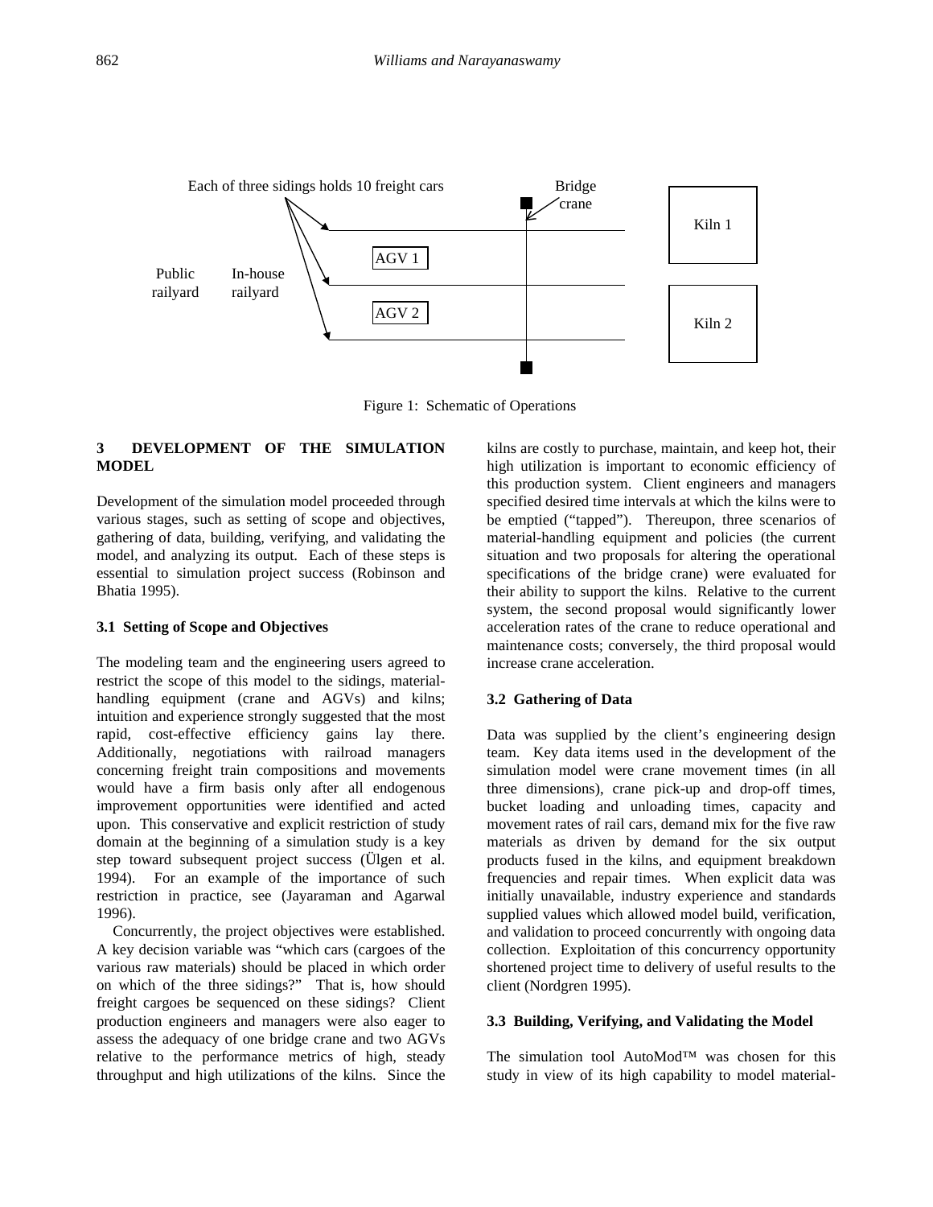Figure 1: Schematic of Operations

## 3 DEVELOPMENT OF THE SIMULATION MODEL

Development of the simulation model proceeded through various stages, such as setting of scope and objectives, gathering of data, building, verifying, and validating the model, and analyzing its output. Each of these steps is essential to simulation project success (Robinson and Bhatia 1995).

### 3.1 Setting of Scope and Objectives

The modeling team and the engineering users agreed to restrict the scope of this model to the sidings, material-handling equipment (crane and AGVs) and kilns; intuition and experience strongly suggested that the most rapid, cost-effective efficiency gains lay there. Additionally, negotiations with railroad managers concerning freight train compositions and movements would have a firm basis only after all endogenous improvement opportunities were identified and acted upon. This conservative and explicit restriction of study domain at the beginning of a simulation study is a key step toward subsequent project success (Ülgen et al. 1994). For an example of the importance of such restriction in practice, see (Jayaraman and Agarwal 1996).

Concurrently, the project objectives were established. A key decision variable was "which cars (cargoes of the various raw materials) should be placed in which order on which of the three sidings?" That is, how should freight cargoes be sequenced on these sidings? Client production engineers and managers were also eager to assess the adequacy of one bridge crane and two AGVs relative to the performance metrics of high, steady throughput and high utilizations of the kilns. Since the kilns are costly to purchase, maintain, and keep hot, their high utilization is important to economic efficiency of this production system. Client engineers and managers specified desired time intervals at which the kilns were to be emptied ("tapped"). Thereupon, three scenarios of material-handling equipment and policies (the current situation and two proposals for altering the operational specifications of the bridge crane) were evaluated for their ability to support the kilns. Relative to the current system, the second proposal would significantly lower acceleration rates of the crane to reduce operational and maintenance costs; conversely, the third proposal would increase crane acceleration.

### 3.2 Gathering of Data

Data was supplied by the client's engineering design team. Key data items used in the development of the simulation model were crane movement times (in all three dimensions), crane pick-up and drop-off times, bucket loading and unloading times, capacity and movement rates of rail cars, demand mix for the five raw materials as driven by demand for the six output products fused in the kilns, and equipment breakdown frequencies and repair times. When explicit data was initially unavailable, industry experience and standards supplied values which allowed model build, verification, and validation to proceed concurrently with ongoing data collection. Exploitation of this concurrency opportunity shortened project time to delivery of useful results to the client (Nordgren 1995).

### 3.3 Building, Verifying, and Validating the Model

The simulation tool AutoMod™ was chosen for this study in view of its high capability to model material-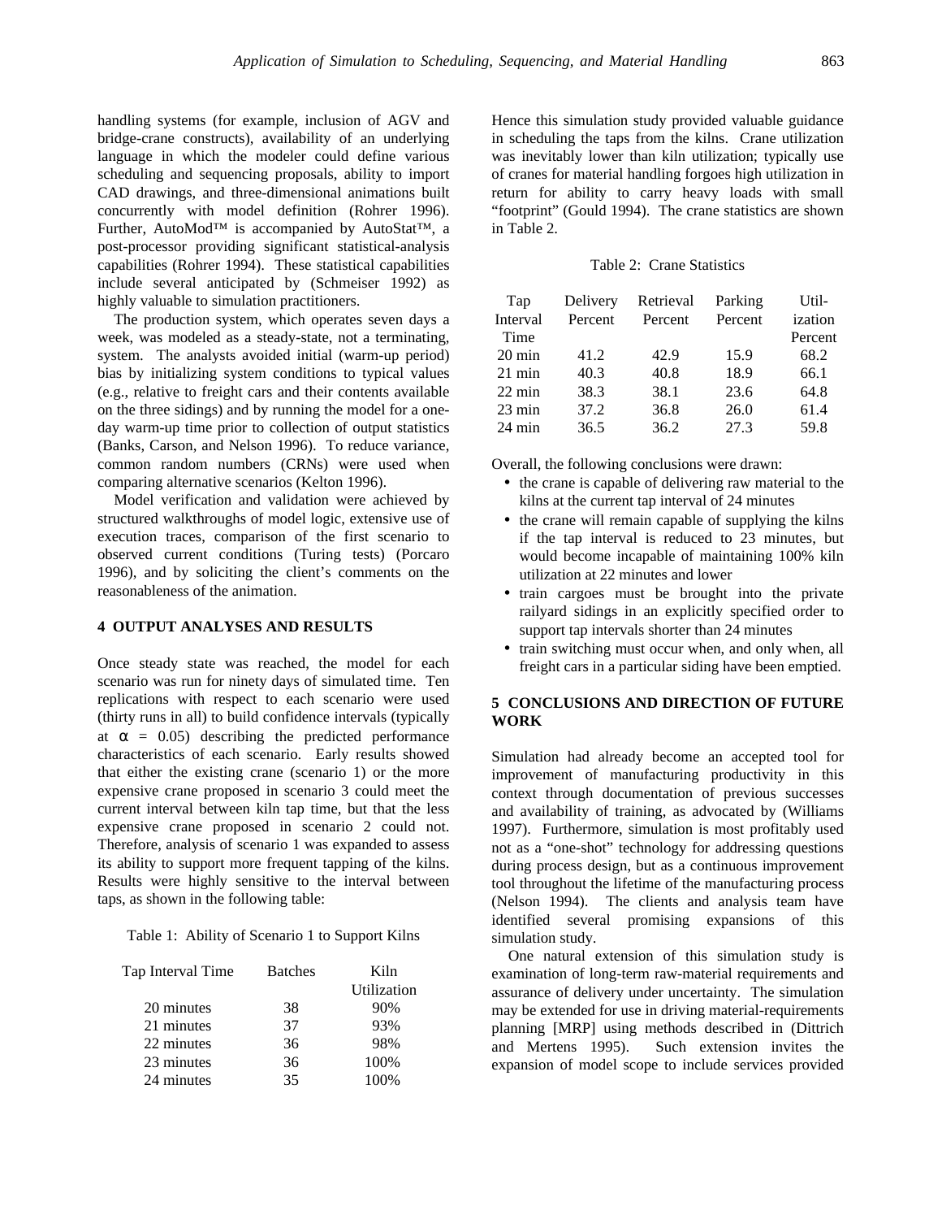handling systems (for example, inclusion of AGV and bridge-crane constructs), availability of an underlying language in which the modeler could define various scheduling and sequencing proposals, ability to import CAD drawings, and three-dimensional animations built concurrently with model definition (Rohrer 1996). Further, AutoMod™ is accompanied by AutoStat™, a post-processor providing significant statistical-analysis capabilities (Rohrer 1994). These statistical capabilities include several anticipated by (Schmeiser 1992) as highly valuable to simulation practitioners.

The production system, which operates seven days a week, was modeled as a steady-state, not a terminating, system. The analysts avoided initial (warm-up period) bias by initializing system conditions to typical values (e.g., relative to freight cars and their contents available on the three sidings) and by running the model for a one-day warm-up time prior to collection of output statistics (Banks, Carson, and Nelson 1996). To reduce variance, common random numbers (CRNs) were used when comparing alternative scenarios (Kelton 1996).

Model verification and validation were achieved by structured walkthroughs of model logic, extensive use of execution traces, comparison of the first scenario to observed current conditions (Turing tests) (Porcaro 1996), and by soliciting the client's comments on the reasonableness of the animation.

## 4 OUTPUT ANALYSES AND RESULTS

Once steady state was reached, the model for each scenario was run for ninety days of simulated time. Ten replications with respect to each scenario were used (thirty runs in all) to build confidence intervals (typically at $\alpha = 0.05$) describing the predicted performance characteristics of each scenario. Early results showed that either the existing crane (scenario 1) or the more expensive crane proposed in scenario 3 could meet the current interval between kiln tap time, but that the less expensive crane proposed in scenario 2 could not. Therefore, analysis of scenario 1 was expanded to assess its ability to support more frequent tapping of the kilns. Results were highly sensitive to the interval between taps, as shown in the following table:

Table 1: Ability of Scenario 1 to Support Kilns

| Tap Interval Time | Batches | Kiln Utilization |
|---|---|---|
| 20 minutes | 38 | 90% |
| 21 minutes | 37 | 93% |
| 22 minutes | 36 | 98% |
| 23 minutes | 36 | 100% |
| 24 minutes | 35 | 100% |

Hence this simulation study provided valuable guidance in scheduling the taps from the kilns. Crane utilization was inevitably lower than kiln utilization; typically use of cranes for material handling forgoes high utilization in return for ability to carry heavy loads with small "footprint" (Gould 1994). The crane statistics are shown in Table 2.

Table 2: Crane Statistics

| Tap Interval Time | Delivery Percent | Retrieval Percent | Parking Percent | Utilization Percent |
|---|---|---|---|---|
| 20 min | 41.2 | 42.9 | 15.9 | 68.2 |
| 21 min | 40.3 | 40.8 | 18.9 | 66.1 |
| 22 min | 38.3 | 38.1 | 23.6 | 64.8 |
| 23 min | 37.2 | 36.8 | 26.0 | 61.4 |
| 24 min | 36.5 | 36.2 | 27.3 | 59.8 |

Overall, the following conclusions were drawn:

- the crane is capable of delivering raw material to the kilns at the current tap interval of 24 minutes
- the crane will remain capable of supplying the kilns if the tap interval is reduced to 23 minutes, but would become incapable of maintaining 100% kiln utilization at 22 minutes and lower
- train cargoes must be brought into the private railyard sidings in an explicitly specified order to support tap intervals shorter than 24 minutes
- train switching must occur when, and only when, all freight cars in a particular siding have been emptied.

## 5 CONCLUSIONS AND DIRECTION OF FUTURE WORK

Simulation had already become an accepted tool for improvement of manufacturing productivity in this context through documentation of previous successes and availability of training, as advocated by (Williams 1997). Furthermore, simulation is most profitably used not as a "one-shot" technology for addressing questions during process design, but as a continuous improvement tool throughout the lifetime of the manufacturing process (Nelson 1994). The clients and analysis team have identified several promising expansions of this simulation study.

One natural extension of this simulation study is examination of long-term raw-material requirements and assurance of delivery under uncertainty. The simulation may be extended for use in driving material-requirements planning [MRP] using methods described in (Dittrich and Mertens 1995). Such extension invites the expansion of model scope to include services provided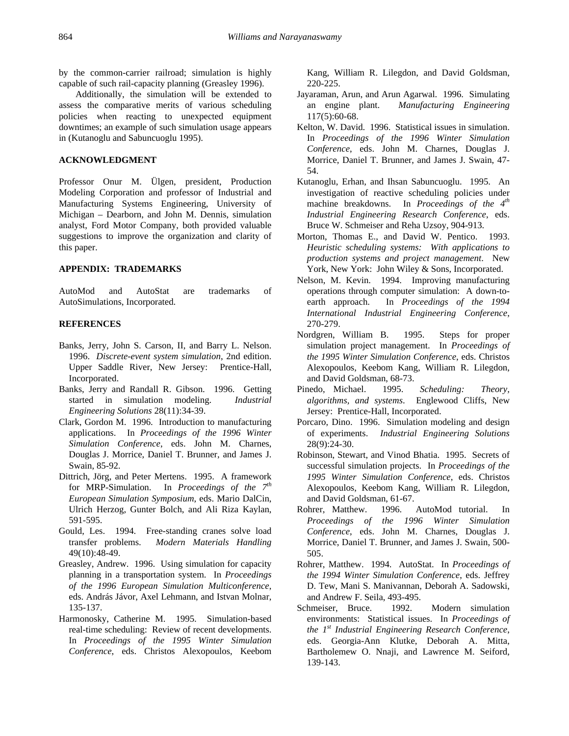by the common-carrier railroad; simulation is highly capable of such rail-capacity planning (Greasley 1996).

Additionally, the simulation will be extended to assess the comparative merits of various scheduling policies when reacting to unexpected equipment downtimes; an example of such simulation usage appears in (Kutanoglu and Sabuncuoglu 1995).

## ACKNOWLEDGMENT

Professor Onur M. Ülgen, president, Production Modeling Corporation and professor of Industrial and Manufacturing Systems Engineering, University of Michigan – Dearborn, and John M. Dennis, simulation analyst, Ford Motor Company, both provided valuable suggestions to improve the organization and clarity of this paper.

## APPENDIX: TRADEMARKS

AutoMod and AutoStat are trademarks of AutoSimulations, Incorporated.

## REFERENCES

Banks, Jerry, John S. Carson, II, and Barry L. Nelson. 1996. *Discrete-event system simulation*, 2nd edition. Upper Saddle River, New Jersey: Prentice-Hall, Incorporated.

Banks, Jerry and Randall R. Gibson. 1996. Getting started in simulation modeling. *Industrial Engineering Solutions* 28(11):34-39.

Clark, Gordon M. 1996. Introduction to manufacturing applications. In *Proceedings of the 1996 Winter Simulation Conference*, eds. John M. Charnes, Douglas J. Morrice, Daniel T. Brunner, and James J. Swain, 85-92.

Dittrich, Jörg, and Peter Mertens. 1995. A framework for MRP-Simulation. In *Proceedings of the 7th European Simulation Symposium*, eds. Mario DalCin, Ulrich Herzog, Gunter Bolch, and Ali Riza Kaylan, 591-595.

Gould, Les. 1994. Free-standing cranes solve load transfer problems. *Modern Materials Handling* 49(10):48-49.

Greasley, Andrew. 1996. Using simulation for capacity planning in a transportation system. In *Proceedings of the 1996 European Simulation Multiconference*, eds. András Jávor, Axel Lehmann, and Istvan Molnar, 135-137.

Harmonosky, Catherine M. 1995. Simulation-based real-time scheduling: Review of recent developments. In *Proceedings of the 1995 Winter Simulation Conference*, eds. Christos Alexopoulos, Keebom Kang, William R. Lilegdon, and David Goldsman, 220-225.

Jayaraman, Arun, and Arun Agarwal. 1996. Simulating an engine plant. *Manufacturing Engineering* 117(5):60-68.

Kelton, W. David. 1996. Statistical issues in simulation. In *Proceedings of the 1996 Winter Simulation Conference*, eds. John M. Charnes, Douglas J. Morrice, Daniel T. Brunner, and James J. Swain, 47-54.

Kutanoglu, Erhan, and Ihsan Sabuncuoglu. 1995. An investigation of reactive scheduling policies under machine breakdowns. In *Proceedings of the 4th Industrial Engineering Research Conference*, eds. Bruce W. Schmeiser and Reha Uzsoy, 904-913.

Morton, Thomas E., and David W. Pentico. 1993. *Heuristic scheduling systems: With applications to production systems and project management*. New York, New York: John Wiley & Sons, Incorporated.

Nelson, M. Kevin. 1994. Improving manufacturing operations through computer simulation: A down-to-earth approach. In *Proceedings of the 1994 International Industrial Engineering Conference*, 270-279.

Nordgren, William B. 1995. Steps for proper simulation project management. In *Proceedings of the 1995 Winter Simulation Conference*, eds. Christos Alexopoulos, Keebom Kang, William R. Lilegdon, and David Goldsman, 68-73.

Pinedo, Michael. 1995. *Scheduling: Theory, algorithms, and systems*. Englewood Cliffs, New Jersey: Prentice-Hall, Incorporated.

Porcaro, Dino. 1996. Simulation modeling and design of experiments. *Industrial Engineering Solutions* 28(9):24-30.

Robinson, Stewart, and Vinod Bhatia. 1995. Secrets of successful simulation projects. In *Proceedings of the 1995 Winter Simulation Conference*, eds. Christos Alexopoulos, Keebom Kang, William R. Lilegdon, and David Goldsman, 61-67.

Rohrer, Matthew. 1996. AutoMod tutorial. In *Proceedings of the 1996 Winter Simulation Conference*, eds. John M. Charnes, Douglas J. Morrice, Daniel T. Brunner, and James J. Swain, 500-505.

Rohrer, Matthew. 1994. AutoStat. In *Proceedings of the 1994 Winter Simulation Conference*, eds. Jeffrey D. Tew, Mani S. Manivannan, Deborah A. Sadowski, and Andrew F. Seila, 493-495.

Schmeiser, Bruce. 1992. Modern simulation environments: Statistical issues. In *Proceedings of the 1st Industrial Engineering Research Conference*, eds. Georgia-Ann Klutke, Deborah A. Mitta, Bartholemew O. Nnaji, and Lawrence M. Seiford, 139-143.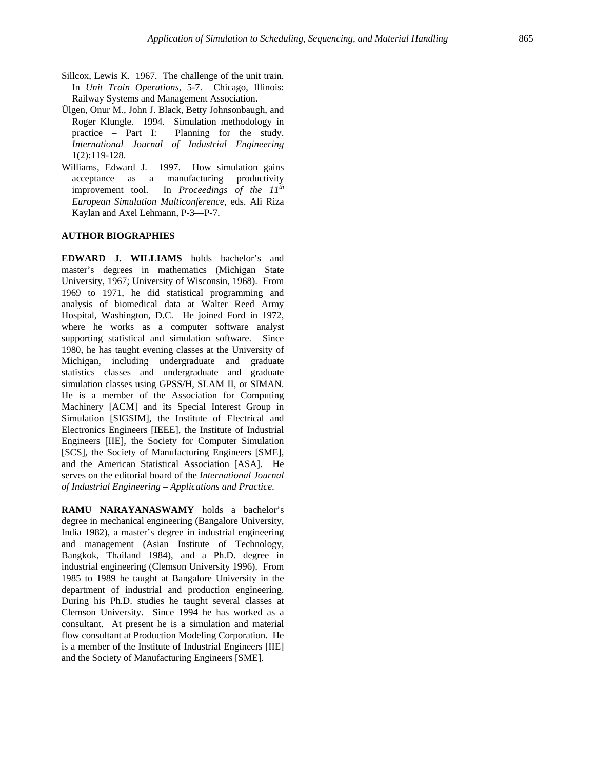Sillcox, Lewis K. 1967. The challenge of the unit train. In *Unit Train Operations*, 5-7. Chicago, Illinois: Railway Systems and Management Association.

Ülgen, Onur M., John J. Black, Betty Johnsonbaugh, and Roger Klungle. 1994. Simulation methodology in practice – Part I: Planning for the study. *International Journal of Industrial Engineering* 1(2):119-128.

Williams, Edward J. 1997. How simulation gains acceptance as a manufacturing productivity improvement tool. In *Proceedings of the 11th European Simulation Multiconference*, eds. Ali Riza Kaylan and Axel Lehmann, P-3—P-7.

## AUTHOR BIOGRAPHIES

**EDWARD J. WILLIAMS** holds bachelor's and master's degrees in mathematics (Michigan State University, 1967; University of Wisconsin, 1968). From 1969 to 1971, he did statistical programming and analysis of biomedical data at Walter Reed Army Hospital, Washington, D.C. He joined Ford in 1972, where he works as a computer software analyst supporting statistical and simulation software. Since 1980, he has taught evening classes at the University of Michigan, including undergraduate and graduate statistics classes and undergraduate and graduate simulation classes using GPSS/H, SLAM II, or SIMAN. He is a member of the Association for Computing Machinery [ACM] and its Special Interest Group in Simulation [SIGSIM], the Institute of Electrical and Electronics Engineers [IEEE], the Institute of Industrial Engineers [IIE], the Society for Computer Simulation [SCS], the Society of Manufacturing Engineers [SME], and the American Statistical Association [ASA]. He serves on the editorial board of the *International Journal of Industrial Engineering – Applications and Practice*.

**RAMU NARAYANASWAMY** holds a bachelor's degree in mechanical engineering (Bangalore University, India 1982), a master's degree in industrial engineering and management (Asian Institute of Technology, Bangkok, Thailand 1984), and a Ph.D. degree in industrial engineering (Clemson University 1996). From 1985 to 1989 he taught at Bangalore University in the department of industrial and production engineering. During his Ph.D. studies he taught several classes at Clemson University. Since 1994 he has worked as a consultant. At present he is a simulation and material flow consultant at Production Modeling Corporation. He is a member of the Institute of Industrial Engineers [IIE] and the Society of Manufacturing Engineers [SME].